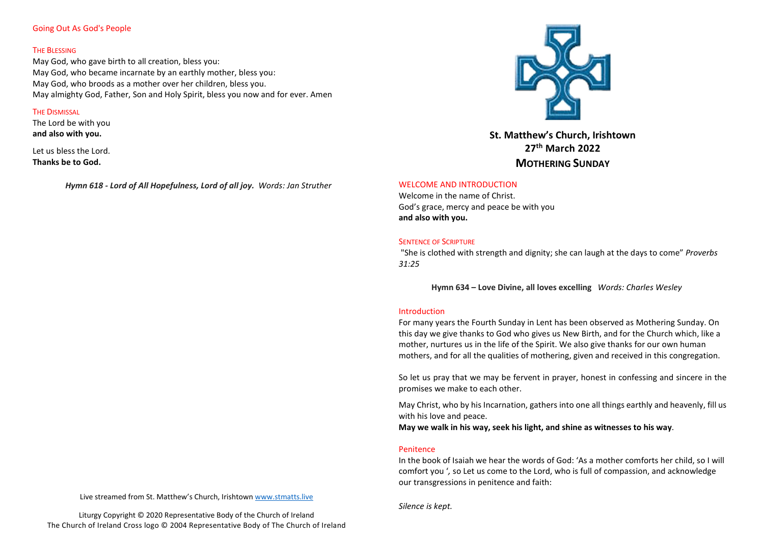## Going Out As God's People

### The Blessing

May God, who gave birth to all creation, bless you:
May God, who became incarnate by an earthly mother, bless you:
May God, who broods as a mother over her children, bless you.
May almighty God, Father, Son and Holy Spirit, bless you now and for ever. Amen

### The Dismissal

The Lord be with you
**and also with you.**

Let us bless the Lord.
**Thanks be to God.**

***Hymn 618 - Lord of All Hopefulness, Lord of all joy.*** *Words: Jan Struther*

Live streamed from St. Matthew's Church, Irishtown www.stmatts.live

Liturgy Copyright © 2020 Representative Body of the Church of Ireland
The Church of Ireland Cross logo © 2004 Representative Body of The Church of Ireland

# St. Matthew's Church, Irishtown
## 27th March 2022
## Mothering Sunday

### WELCOME AND INTRODUCTION

Welcome in the name of Christ.
God's grace, mercy and peace be with you
**and also with you.**

### Sentence of Scripture

"She is clothed with strength and dignity; she can laugh at the days to come" *Proverbs 31:25*

**Hymn 634 – Love Divine, all loves excelling** *Words: Charles Wesley*

### Introduction

For many years the Fourth Sunday in Lent has been observed as Mothering Sunday. On this day we give thanks to God who gives us New Birth, and for the Church which, like a mother, nurtures us in the life of the Spirit. We also give thanks for our own human mothers, and for all the qualities of mothering, given and received in this congregation.

So let us pray that we may be fervent in prayer, honest in confessing and sincere in the promises we make to each other.

May Christ, who by his Incarnation, gathers into one all things earthly and heavenly, fill us with his love and peace.
**May we walk in his way, seek his light, and shine as witnesses to his way**.

### Penitence

In the book of Isaiah we hear the words of God: 'As a mother comforts her child, so I will comfort you ', so Let us come to the Lord, who is full of compassion, and acknowledge our transgressions in penitence and faith:

*Silence is kept.*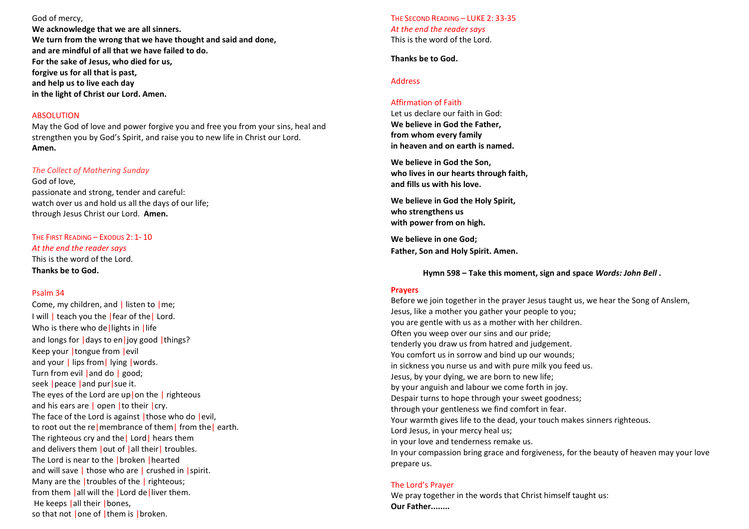God of mercy,
**We acknowledge that we are all sinners.**
**We turn from the wrong that we have thought and said and done,**
**and are mindful of all that we have failed to do.**
**For the sake of Jesus, who died for us,**
**forgive us for all that is past,**
**and help us to live each day**
**in the light of Christ our Lord. Amen.**

ABSOLUTION

May the God of love and power forgive you and free you from your sins, heal and strengthen you by God's Spirit, and raise you to new life in Christ our Lord.
**Amen.**

*The Collect of Mothering Sunday*

God of love,
passionate and strong, tender and careful:
watch over us and hold us all the days of our life;
through Jesus Christ our Lord. **Amen.**

THE FIRST READING – EXODUS 2: 1- 10

*At the end the reader says*
This is the word of the Lord.
**Thanks be to God.**

Psalm 34

Come, my children, and | listen to |me;
I will | teach you the |fear of the| Lord.
Who is there who de|lights in |life
and longs for |days to en|joy good |things?
Keep your |tongue from |evil
and your | lips from| lying |words.
Turn from evil |and do | good;
seek |peace |and pur|sue it.
The eyes of the Lord are up|on the | righteous
and his ears are | open |to their |cry.
The face of the Lord is against |those who do |evil,
to root out the re|membrance of them| from the| earth.
The righteous cry and the| Lord| hears them
and delivers them |out of |all their| troubles.
The Lord is near to the |broken |hearted
and will save | those who are | crushed in |spirit.
Many are the |troubles of the | righteous;
from them |all will the |Lord de|liver them.
He keeps |all their |bones,
so that not |one of |them is |broken.

THE SECOND READING – LUKE 2: 33-35

*At the end the reader says*
This is the word of the Lord.

**Thanks be to God.**

Address

Affirmation of Faith

Let us declare our faith in God:
**We believe in God the Father,**
**from whom every family**
**in heaven and on earth is named.**

**We believe in God the Son,**
**who lives in our hearts through faith,**
**and fills us with his love.**

**We believe in God the Holy Spirit,**
**who strengthens us**
**with power from on high.**

**We believe in one God;**
**Father, Son and Holy Spirit. Amen.**

**Hymn 598 – Take this moment, sign and space *Words: John Bell* .**

**Prayers**

Before we join together in the prayer Jesus taught us, we hear the Song of Anslem,
Jesus, like a mother you gather your people to you;
you are gentle with us as a mother with her children.
Often you weep over our sins and our pride;
tenderly you draw us from hatred and judgement.
You comfort us in sorrow and bind up our wounds;
in sickness you nurse us and with pure milk you feed us.
Jesus, by your dying, we are born to new life;
by your anguish and labour we come forth in joy.
Despair turns to hope through your sweet goodness;
through your gentleness we find comfort in fear.
Your warmth gives life to the dead, your touch makes sinners righteous.
Lord Jesus, in your mercy heal us;
in your love and tenderness remake us.
In your compassion bring grace and forgiveness, for the beauty of heaven may your love prepare us.

The Lord's Prayer

We pray together in the words that Christ himself taught us:
**Our Father........**